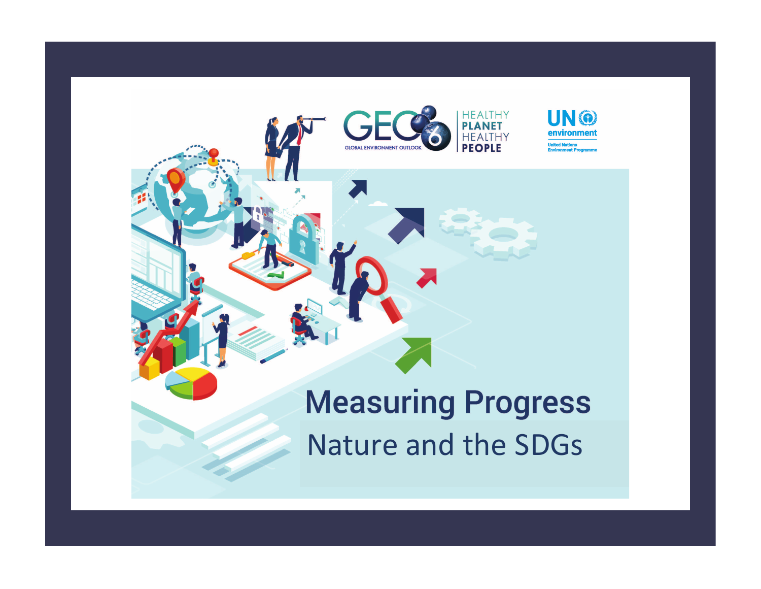GEO 6 GLOBAL ENVIRONMENT OUTLOOK

HEALTHY PLANET HEALTHY PEOPLE

UN environment
United Nations Environment Programme

# Measuring Progress

## Nature and the SDGs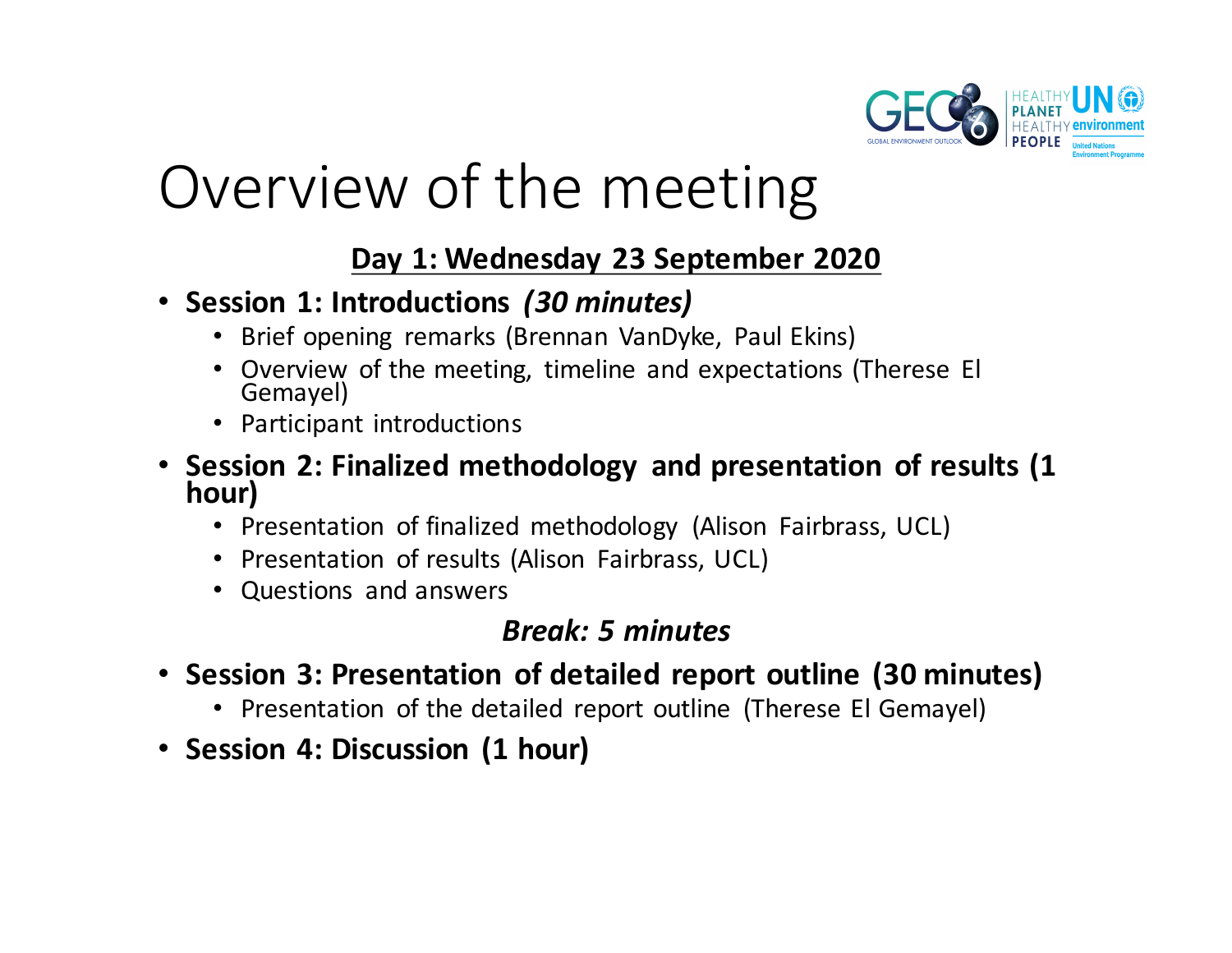# Overview of the meeting

**<u>Day 1: Wednesday 23 September 2020</u>**

- **Session 1: Introductions *(30 minutes)***
  - Brief opening remarks (Brennan VanDyke, Paul Ekins)
  - Overview of the meeting, timeline and expectations (Therese El Gemayel)
  - Participant introductions
- **Session 2: Finalized methodology and presentation of results (1 hour)**
  - Presentation of finalized methodology (Alison Fairbrass, UCL)
  - Presentation of results (Alison Fairbrass, UCL)
  - Questions and answers

***Break: 5 minutes***

- **Session 3: Presentation of detailed report outline (30 minutes)**
  - Presentation of the detailed report outline (Therese El Gemayel)
- **Session 4: Discussion (1 hour)**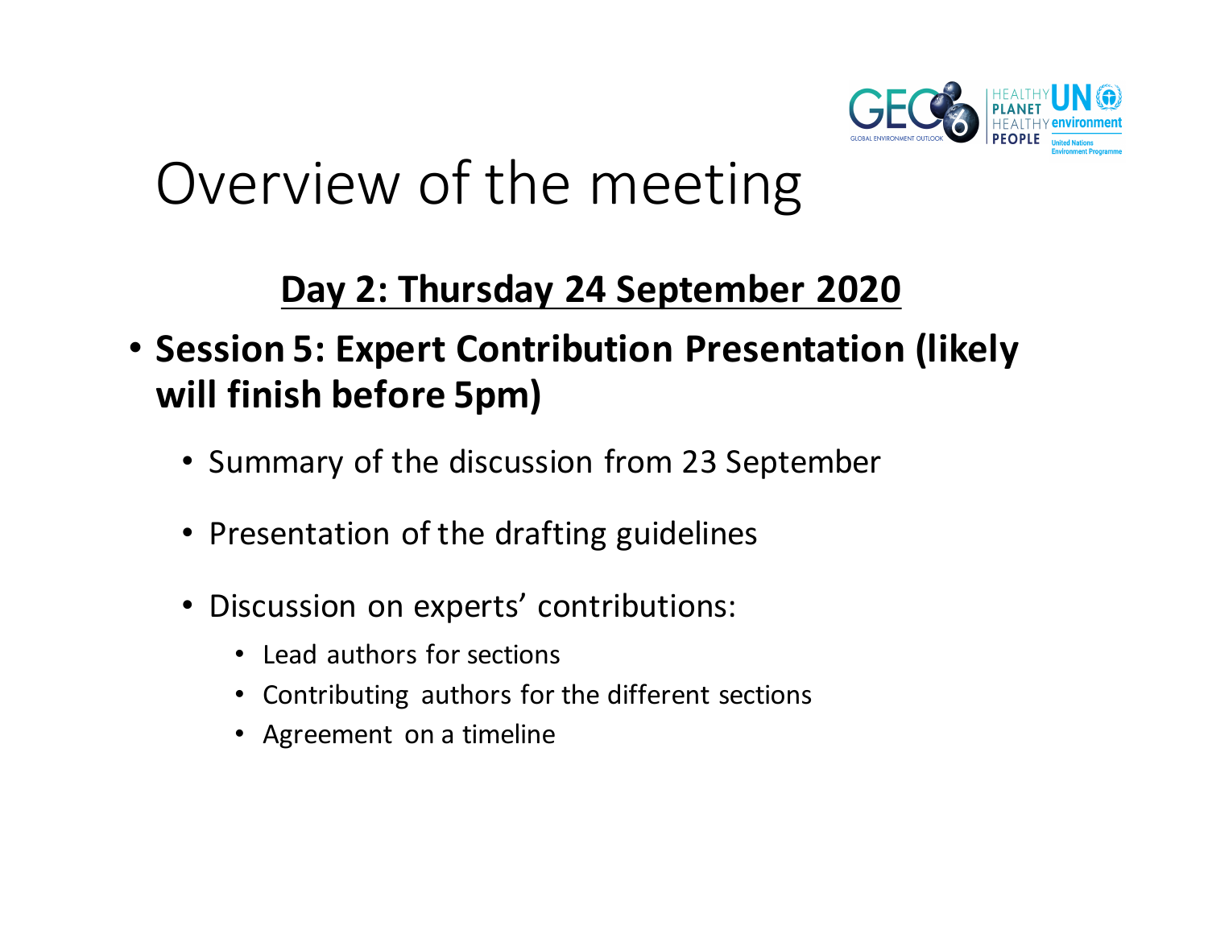# Overview of the meeting

## Day 2: Thursday 24 September 2020

- **Session 5: Expert Contribution Presentation (likely will finish before 5pm)**
  - Summary of the discussion from 23 September
  - Presentation of the drafting guidelines
  - Discussion on experts' contributions:
    - Lead authors for sections
    - Contributing authors for the different sections
    - Agreement on a timeline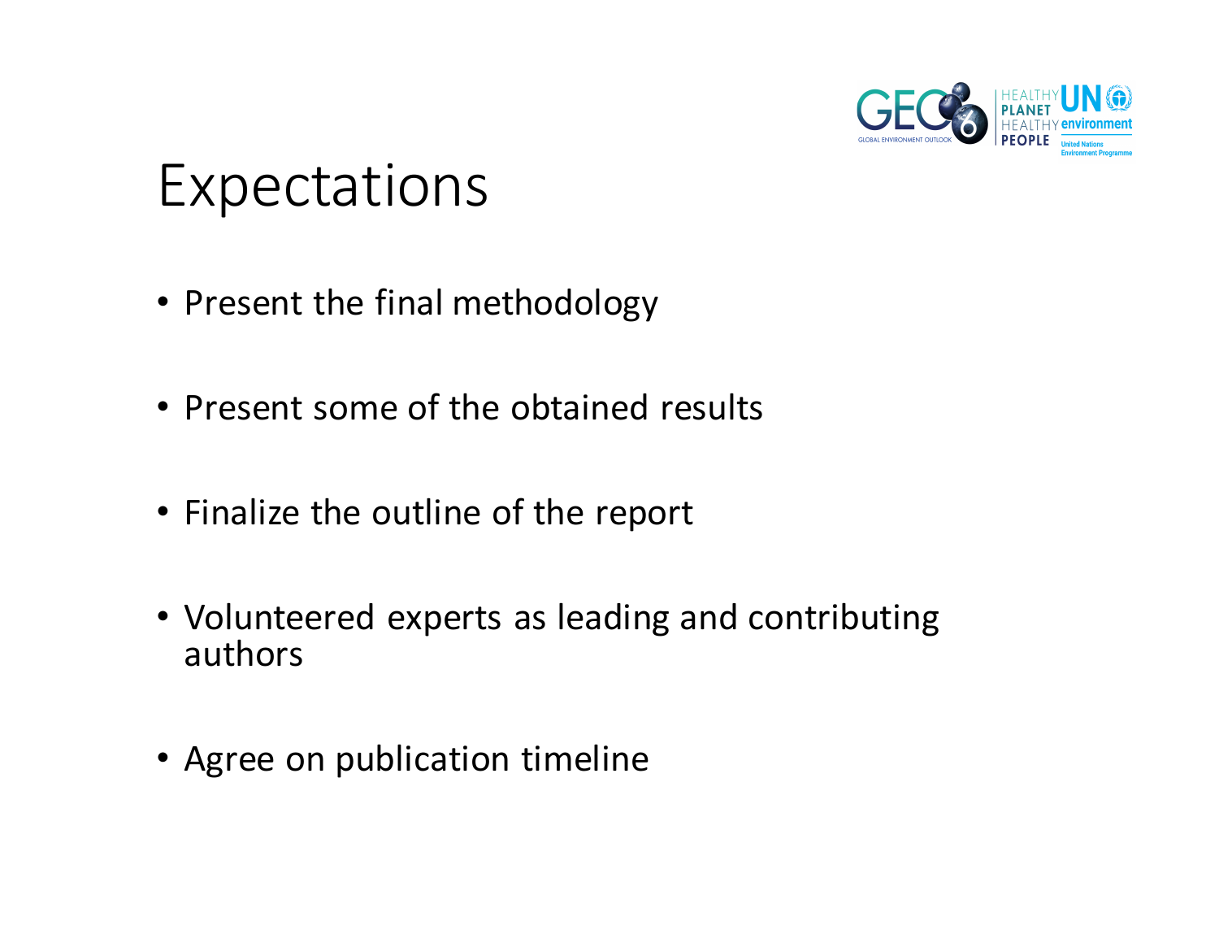# Expectations

- Present the final methodology
- Present some of the obtained results
- Finalize the outline of the report
- Volunteered experts as leading and contributing authors
- Agree on publication timeline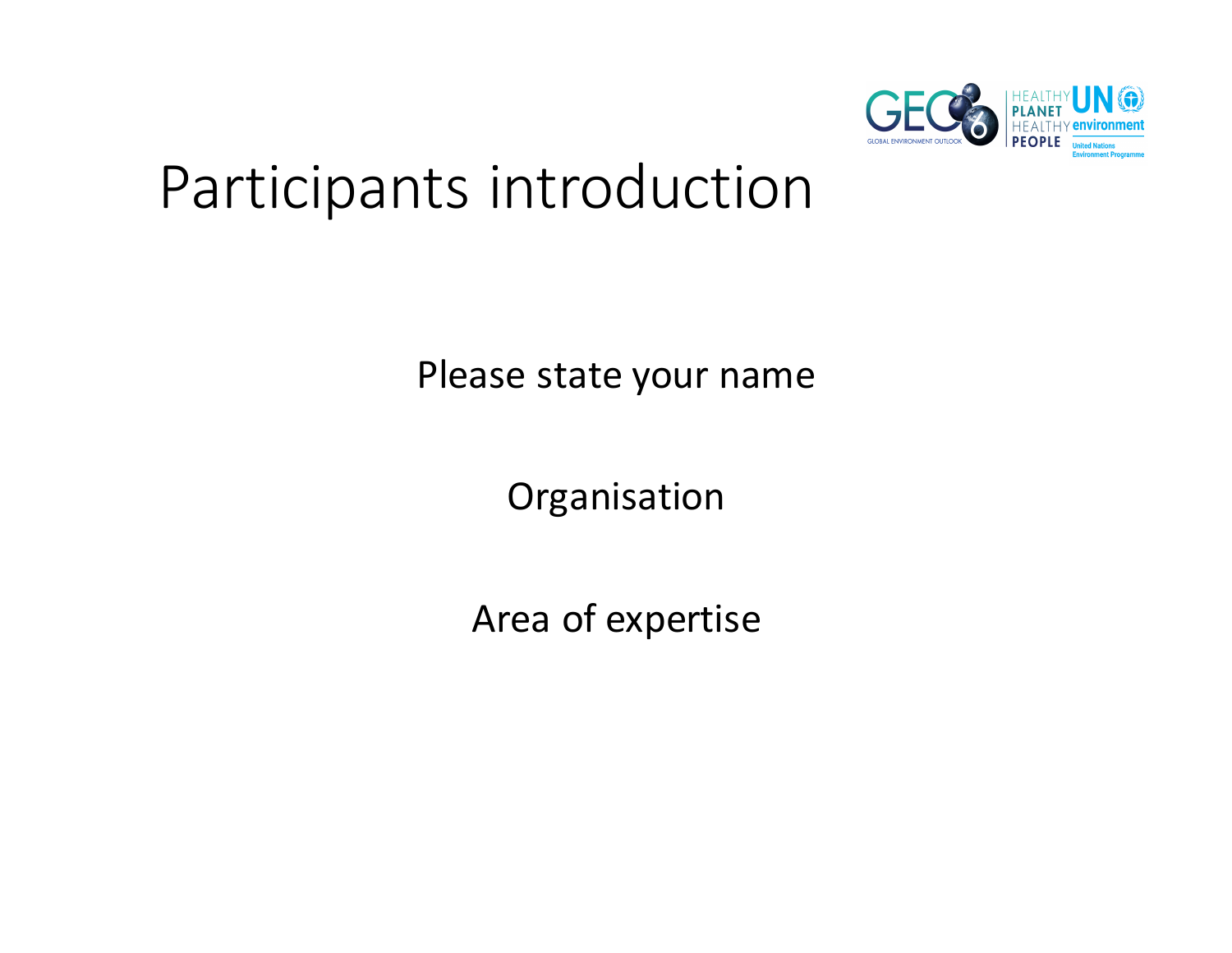# Participants introduction

Please state your name

Organisation

Area of expertise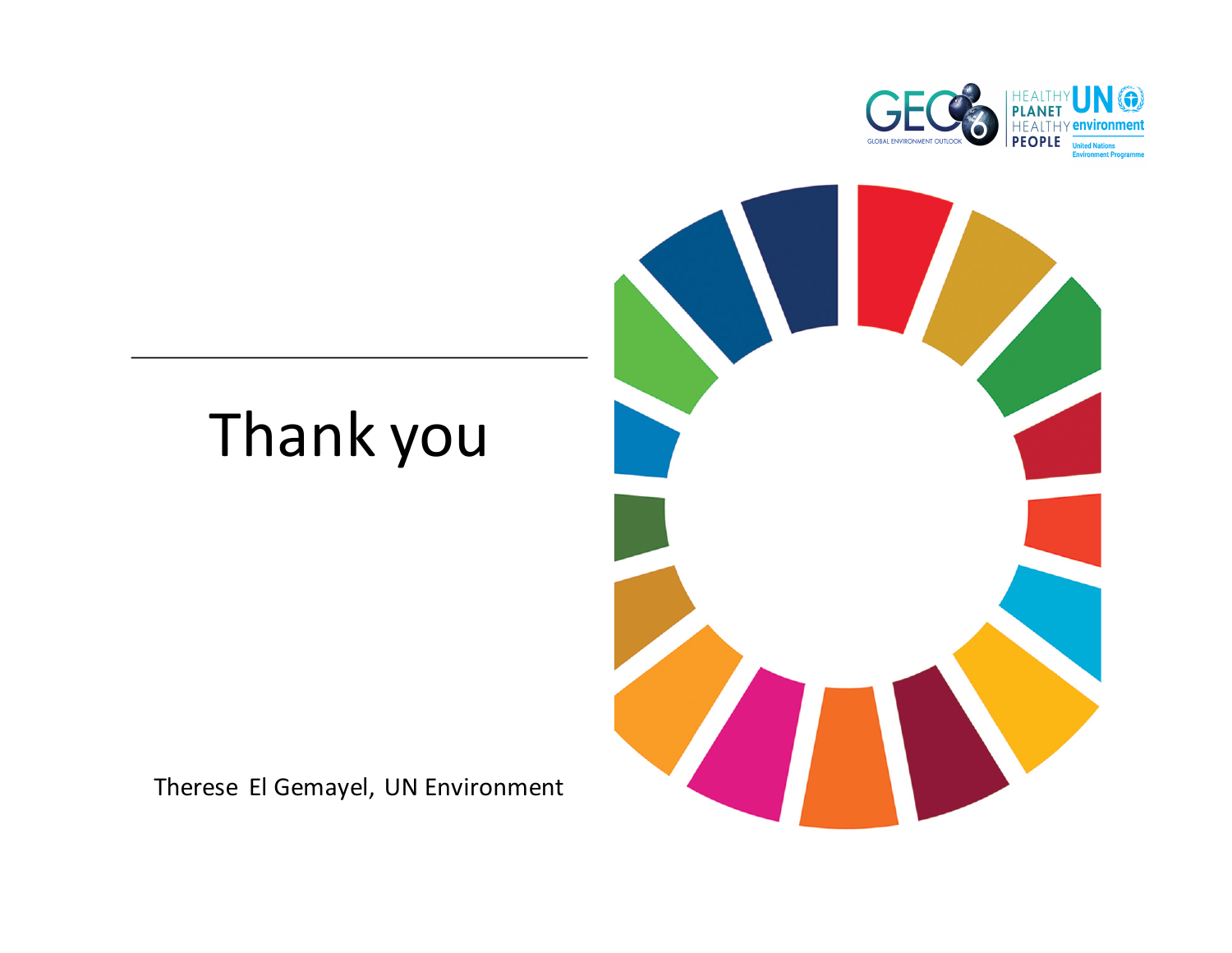# Thank you

Therese El Gemayel, UN Environment